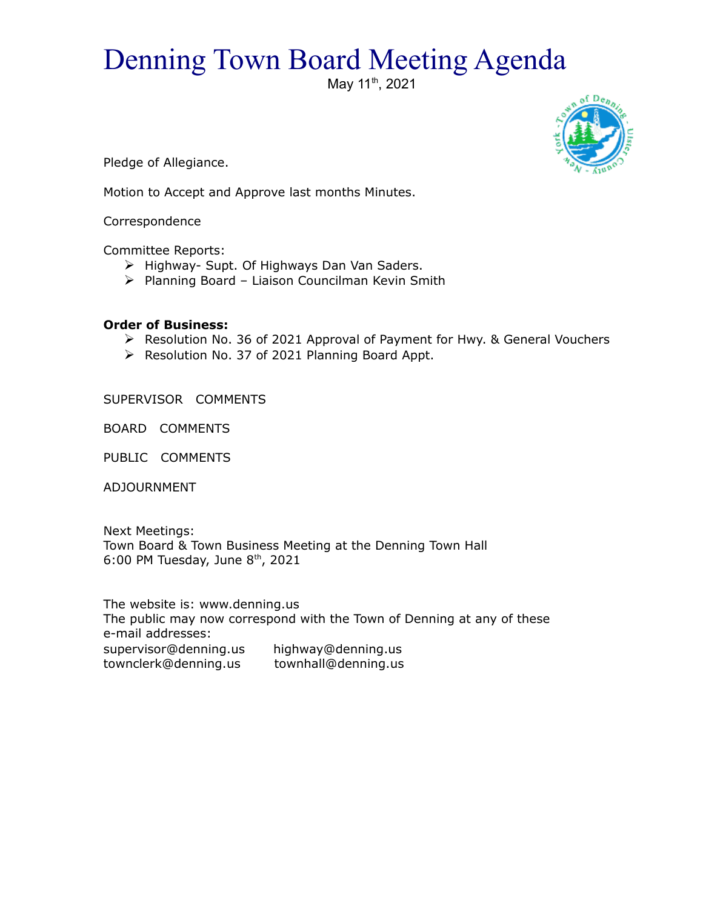# Denning Town Board Meeting Agenda

May 11th, 2021

Pledge of Allegiance.

Motion to Accept and Approve last months Minutes.

Correspondence

Committee Reports:

- Highway- Supt. Of Highways Dan Van Saders.
- Planning Board – Liaison Councilman Kevin Smith

**Order of Business:**

- Resolution No. 36 of 2021 Approval of Payment for Hwy. & General Vouchers
- Resolution No. 37 of 2021 Planning Board Appt.

SUPERVISOR COMMENTS

BOARD COMMENTS

PUBLIC COMMENTS

ADJOURNMENT

Next Meetings:
Town Board & Town Business Meeting at the Denning Town Hall
6:00 PM Tuesday, June 8th, 2021

The website is: www.denning.us
The public may now correspond with the Town of Denning at any of these e-mail addresses:

supervisor@denning.us highway@denning.us
townclerk@denning.us townhall@denning.us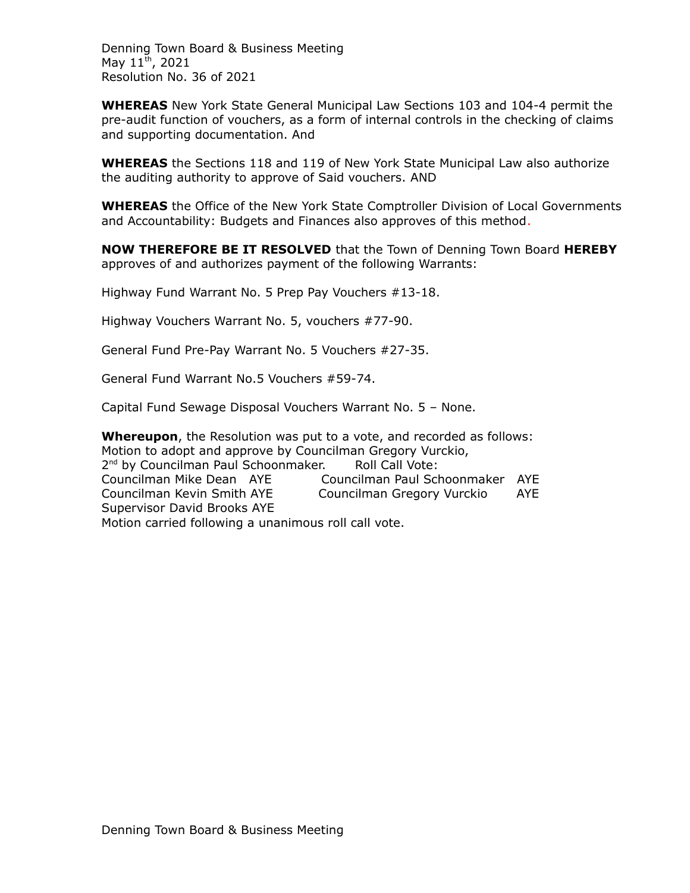Denning Town Board & Business Meeting
May 11th, 2021
Resolution No. 36 of 2021

**WHEREAS** New York State General Municipal Law Sections 103 and 104-4 permit the pre-audit function of vouchers, as a form of internal controls in the checking of claims and supporting documentation. And

**WHEREAS** the Sections 118 and 119 of New York State Municipal Law also authorize the auditing authority to approve of Said vouchers. AND

**WHEREAS** the Office of the New York State Comptroller Division of Local Governments and Accountability: Budgets and Finances also approves of this method.

**NOW THEREFORE BE IT RESOLVED** that the Town of Denning Town Board **HEREBY** approves of and authorizes payment of the following Warrants:

Highway Fund Warrant No. 5 Prep Pay Vouchers #13-18.

Highway Vouchers Warrant No. 5, vouchers #77-90.

General Fund Pre-Pay Warrant No. 5 Vouchers #27-35.

General Fund Warrant No.5 Vouchers #59-74.

Capital Fund Sewage Disposal Vouchers Warrant No. 5 – None.

**Whereupon**, the Resolution was put to a vote, and recorded as follows:
Motion to adopt and approve by Councilman Gregory Vurckio,
2nd by Councilman Paul Schoonmaker. Roll Call Vote:
Councilman Mike Dean AYE Councilman Paul Schoonmaker AYE
Councilman Kevin Smith AYE Councilman Gregory Vurckio AYE
Supervisor David Brooks AYE
Motion carried following a unanimous roll call vote.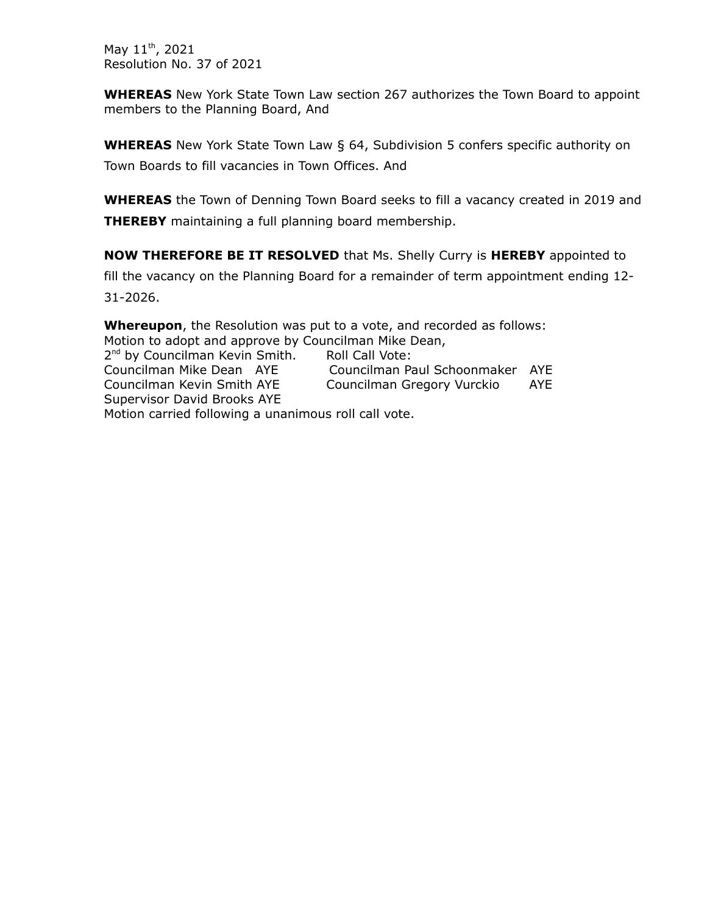May 11th, 2021
Resolution No. 37 of 2021

**WHEREAS** New York State Town Law section 267 authorizes the Town Board to appoint members to the Planning Board, And

**WHEREAS** New York State Town Law § 64, Subdivision 5 confers specific authority on Town Boards to fill vacancies in Town Offices. And

**WHEREAS** the Town of Denning Town Board seeks to fill a vacancy created in 2019 and **THEREBY** maintaining a full planning board membership.

**NOW THEREFORE BE IT RESOLVED** that Ms. Shelly Curry is **HEREBY** appointed to fill the vacancy on the Planning Board for a remainder of term appointment ending 12-31-2026.

**Whereupon**, the Resolution was put to a vote, and recorded as follows:
Motion to adopt and approve by Councilman Mike Dean,
2nd by Councilman Kevin Smith. Roll Call Vote:
Councilman Mike Dean AYE
Councilman Paul Schoonmaker AYE
Councilman Kevin Smith AYE
Councilman Gregory Vurckio AYE
Supervisor David Brooks AYE
Motion carried following a unanimous roll call vote.